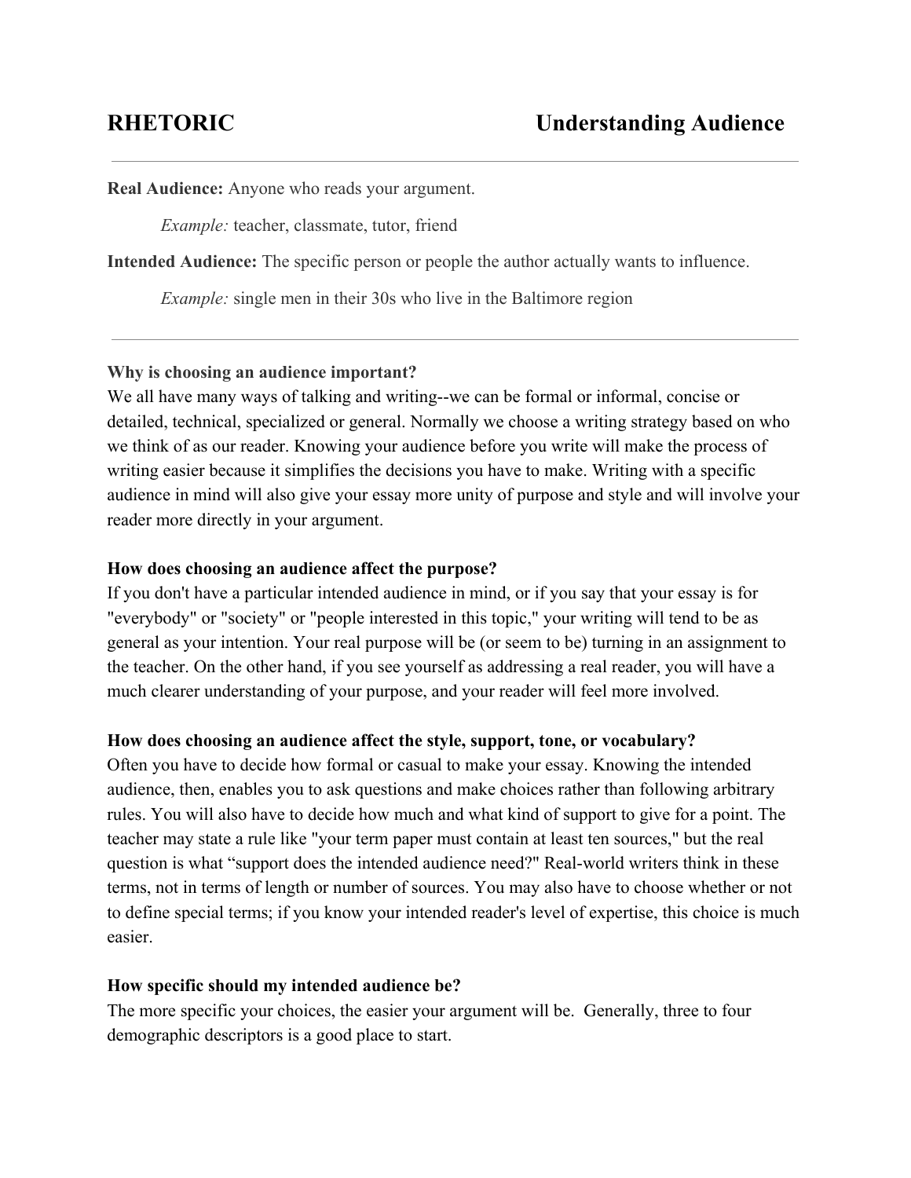# RHETORIC — Understanding Audience

---

**Real Audience:** Anyone who reads your argument.

*Example:* teacher, classmate, tutor, friend

**Intended Audience:** The specific person or people the author actually wants to influence.

*Example:* single men in their 30s who live in the Baltimore region

---

**Why is choosing an audience important?**

We all have many ways of talking and writing--we can be formal or informal, concise or detailed, technical, specialized or general. Normally we choose a writing strategy based on who we think of as our reader. Knowing your audience before you write will make the process of writing easier because it simplifies the decisions you have to make. Writing with a specific audience in mind will also give your essay more unity of purpose and style and will involve your reader more directly in your argument.

**How does choosing an audience affect the purpose?**

If you don't have a particular intended audience in mind, or if you say that your essay is for "everybody" or "society" or "people interested in this topic," your writing will tend to be as general as your intention. Your real purpose will be (or seem to be) turning in an assignment to the teacher. On the other hand, if you see yourself as addressing a real reader, you will have a much clearer understanding of your purpose, and your reader will feel more involved.

**How does choosing an audience affect the style, support, tone, or vocabulary?**

Often you have to decide how formal or casual to make your essay. Knowing the intended audience, then, enables you to ask questions and make choices rather than following arbitrary rules. You will also have to decide how much and what kind of support to give for a point. The teacher may state a rule like "your term paper must contain at least ten sources," but the real question is what "support does the intended audience need?" Real-world writers think in these terms, not in terms of length or number of sources. You may also have to choose whether or not to define special terms; if you know your intended reader's level of expertise, this choice is much easier.

**How specific should my intended audience be?**

The more specific your choices, the easier your argument will be. Generally, three to four demographic descriptors is a good place to start.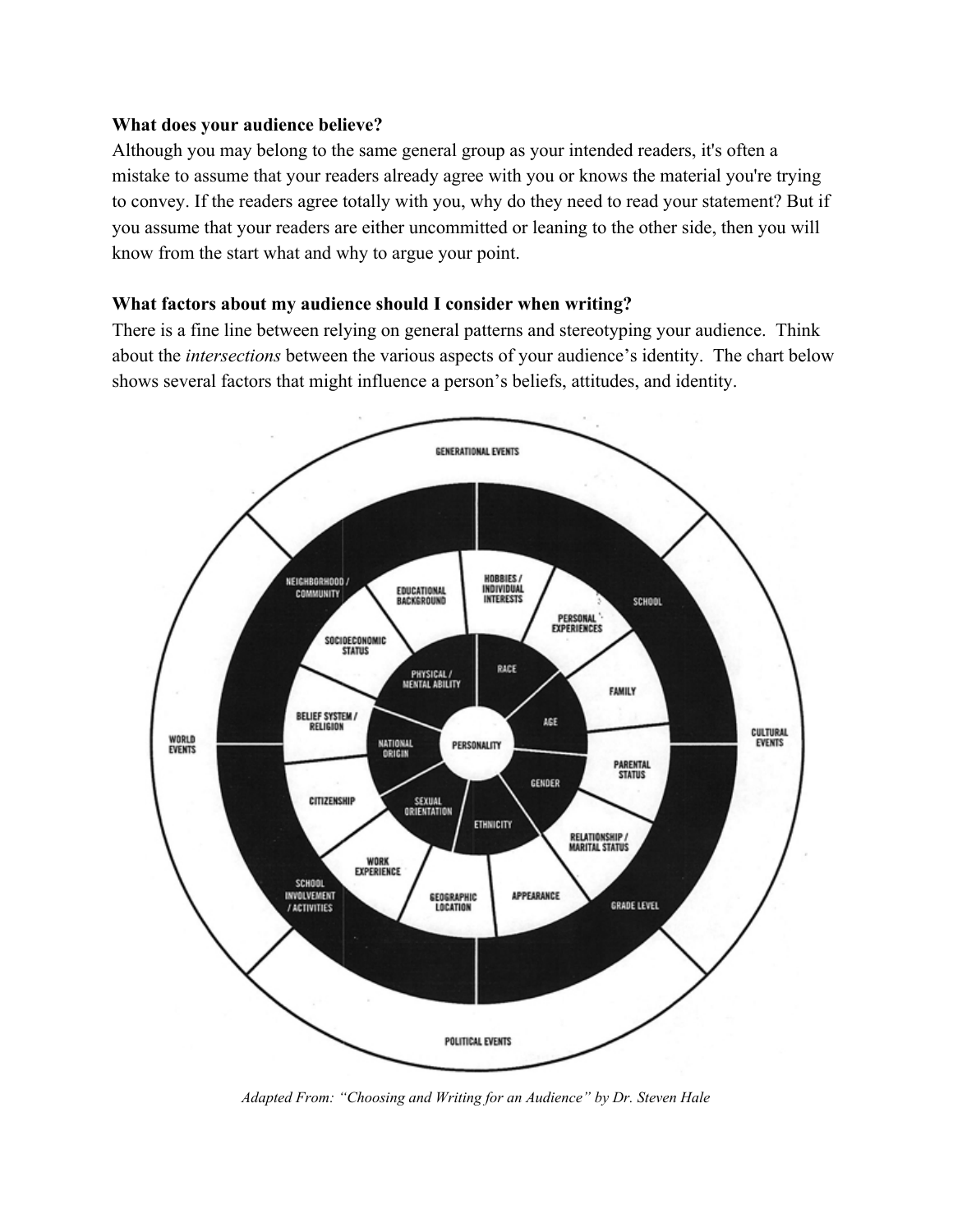**What does your audience believe?**

Although you may belong to the same general group as your intended readers, it's often a mistake to assume that your readers already agree with you or knows the material you're trying to convey. If the readers agree totally with you, why do they need to read your statement? But if you assume that your readers are either uncommitted or leaning to the other side, then you will know from the start what and why to argue your point.

**What factors about my audience should I consider when writing?**

There is a fine line between relying on general patterns and stereotyping your audience. Think about the *intersections* between the various aspects of your audience's identity. The chart below shows several factors that might influence a person's beliefs, attitudes, and identity.

GENERATIONAL EVENTS
CULTURAL EVENTS
POLITICAL EVENTS
WORLD EVENTS

NEIGHBORHOOD / COMMUNITY
SCHOOL
GRADE LEVEL
SCHOOL INVOLVEMENT / ACTIVITIES

EDUCATIONAL BACKGROUND
HOBBIES / INDIVIDUAL INTERESTS
PERSONAL EXPERIENCES
FAMILY
PARENTAL STATUS
RELATIONSHIP / MARITAL STATUS
APPEARANCE
GEOGRAPHIC LOCATION
WORK EXPERIENCE
CITIZENSHIP
BELIEF SYSTEM / RELIGION
SOCIOECONOMIC STATUS

PHYSICAL / MENTAL ABILITY
RACE
AGE
GENDER
ETHNICITY
SEXUAL ORIENTATION
NATIONAL ORIGIN

PERSONALITY

*Adapted From: "Choosing and Writing for an Audience" by Dr. Steven Hale*